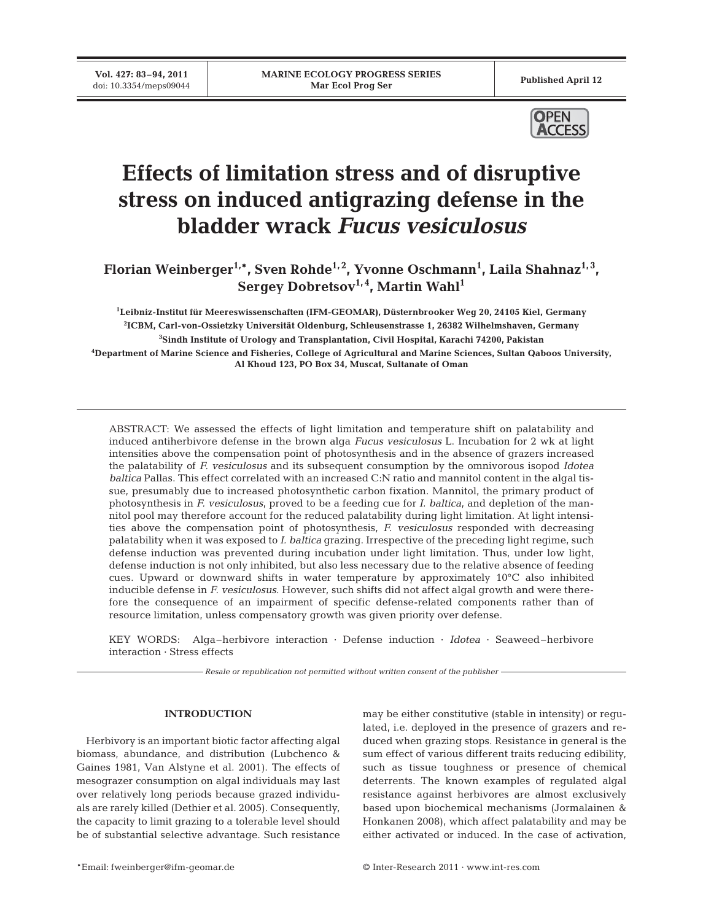# Effects of limitation stress and of disruptive stress on induced antigrazing defense in the bladder wrack *Fucus vesiculosus*

**Florian Weinberger[1,*], Sven Rohde[1,2], Yvonne Oschmann[1], Laila Shahnaz[1,3], Sergey Dobretsov[1,4], Martin Wahl[1]**

[1]Leibniz-Institut für Meereswissenschaften (IFM-GEOMAR), Düsternbrooker Weg 20, 24105 Kiel, Germany
[2]ICBM, Carl-von-Ossietzky Universität Oldenburg, Schleusenstrasse 1, 26382 Wilhelmshaven, Germany
[3]Sindh Institute of Urology and Transplantation, Civil Hospital, Karachi 74200, Pakistan
[4]Department of Marine Science and Fisheries, College of Agricultural and Marine Sciences, Sultan Qaboos University, Al Khoud 123, PO Box 34, Muscat, Sultanate of Oman

ABSTRACT: We assessed the effects of light limitation and temperature shift on palatability and induced antiherbivore defense in the brown alga *Fucus vesiculosus* L. Incubation for 2 wk at light intensities above the compensation point of photosynthesis and in the absence of grazers increased the palatability of *F. vesiculosus* and its subsequent consumption by the omnivorous isopod *Idotea baltica* Pallas. This effect correlated with an increased C:N ratio and mannitol content in the algal tissue, presumably due to increased photosynthetic carbon fixation. Mannitol, the primary product of photosynthesis in *F. vesiculosus*, proved to be a feeding cue for *I. baltica*, and depletion of the mannitol pool may therefore account for the reduced palatability during light limitation. At light intensities above the compensation point of photosynthesis, *F. vesiculosus* responded with decreasing palatability when it was exposed to *I. baltica* grazing. Irrespective of the preceding light regime, such defense induction was prevented during incubation under light limitation. Thus, under low light, defense induction is not only inhibited, but also less necessary due to the relative absence of feeding cues. Upward or downward shifts in water temperature by approximately 10°C also inhibited inducible defense in *F. vesiculosus*. However, such shifts did not affect algal growth and were therefore the consequence of an impairment of specific defense-related components rather than of resource limitation, unless compensatory growth was given priority over defense.

KEY WORDS: Alga–herbivore interaction · Defense induction · *Idotea* · Seaweed–herbivore interaction · Stress effects

*Resale or republication not permitted without written consent of the publisher*

## INTRODUCTION

Herbivory is an important biotic factor affecting algal biomass, abundance, and distribution (Lubchenco & Gaines 1981, Van Alstyne et al. 2001). The effects of mesograzer consumption on algal individuals may last over relatively long periods because grazed individuals are rarely killed (Dethier et al. 2005). Consequently, the capacity to limit grazing to a tolerable level should be of substantial selective advantage. Such resistance may be either constitutive (stable in intensity) or regulated, i.e. deployed in the presence of grazers and reduced when grazing stops. Resistance in general is the sum effect of various different traits reducing edibility, such as tissue toughness or presence of chemical deterrents. The known examples of regulated algal resistance against herbivores are almost exclusively based upon biochemical mechanisms (Jormalainen & Honkanen 2008), which affect palatability and may be either activated or induced. In the case of activation,

*Email: fweinberger@ifm-geomar.de

© Inter-Research 2011 · www.int-res.com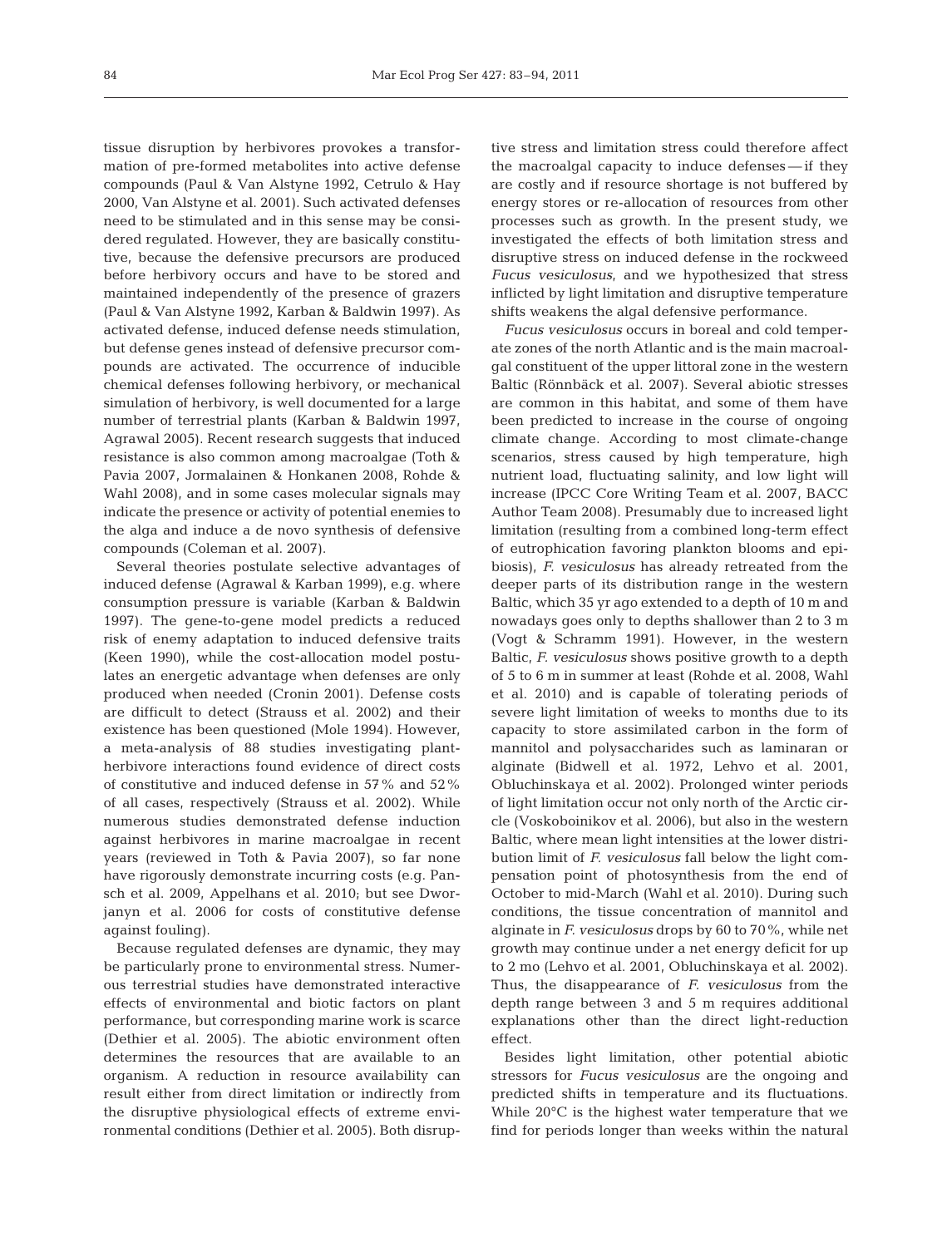tissue disruption by herbivores provokes a transformation of pre-formed metabolites into active defense compounds (Paul & Van Alstyne 1992, Cetrulo & Hay 2000, Van Alstyne et al. 2001). Such activated defenses need to be stimulated and in this sense may be considered regulated. However, they are basically constitutive, because the defensive precursors are produced before herbivory occurs and have to be stored and maintained independently of the presence of grazers (Paul & Van Alstyne 1992, Karban & Baldwin 1997). As activated defense, induced defense needs stimulation, but defense genes instead of defensive precursor compounds are activated. The occurrence of inducible chemical defenses following herbivory, or mechanical simulation of herbivory, is well documented for a large number of terrestrial plants (Karban & Baldwin 1997, Agrawal 2005). Recent research suggests that induced resistance is also common among macroalgae (Toth & Pavia 2007, Jormalainen & Honkanen 2008, Rohde & Wahl 2008), and in some cases molecular signals may indicate the presence or activity of potential enemies to the alga and induce a de novo synthesis of defensive compounds (Coleman et al. 2007).

Several theories postulate selective advantages of induced defense (Agrawal & Karban 1999), e.g. where consumption pressure is variable (Karban & Baldwin 1997). The gene-to-gene model predicts a reduced risk of enemy adaptation to induced defensive traits (Keen 1990), while the cost-allocation model postulates an energetic advantage when defenses are only produced when needed (Cronin 2001). Defense costs are difficult to detect (Strauss et al. 2002) and their existence has been questioned (Mole 1994). However, a meta-analysis of 88 studies investigating plant-herbivore interactions found evidence of direct costs of constitutive and induced defense in 57% and 52% of all cases, respectively (Strauss et al. 2002). While numerous studies demonstrated defense induction against herbivores in marine macroalgae in recent years (reviewed in Toth & Pavia 2007), so far none have rigorously demonstrate incurring costs (e.g. Pansch et al. 2009, Appelhans et al. 2010; but see Dworjanyn et al. 2006 for costs of constitutive defense against fouling).

Because regulated defenses are dynamic, they may be particularly prone to environmental stress. Numerous terrestrial studies have demonstrated interactive effects of environmental and biotic factors on plant performance, but corresponding marine work is scarce (Dethier et al. 2005). The abiotic environment often determines the resources that are available to an organism. A reduction in resource availability can result either from direct limitation or indirectly from the disruptive physiological effects of extreme environmental conditions (Dethier et al. 2005). Both disruptive stress and limitation stress could therefore affect the macroalgal capacity to induce defenses — if they are costly and if resource shortage is not buffered by energy stores or re-allocation of resources from other processes such as growth. In the present study, we investigated the effects of both limitation stress and disruptive stress on induced defense in the rockweed *Fucus vesiculosus*, and we hypothesized that stress inflicted by light limitation and disruptive temperature shifts weakens the algal defensive performance.

*Fucus vesiculosus* occurs in boreal and cold temperate zones of the north Atlantic and is the main macroalgal constituent of the upper littoral zone in the western Baltic (Rönnbäck et al. 2007). Several abiotic stresses are common in this habitat, and some of them have been predicted to increase in the course of ongoing climate change. According to most climate-change scenarios, stress caused by high temperature, high nutrient load, fluctuating salinity, and low light will increase (IPCC Core Writing Team et al. 2007, BACC Author Team 2008). Presumably due to increased light limitation (resulting from a combined long-term effect of eutrophication favoring plankton blooms and epibiosis), *F. vesiculosus* has already retreated from the deeper parts of its distribution range in the western Baltic, which 35 yr ago extended to a depth of 10 m and nowadays goes only to depths shallower than 2 to 3 m (Vogt & Schramm 1991). However, in the western Baltic, *F. vesiculosus* shows positive growth to a depth of 5 to 6 m in summer at least (Rohde et al. 2008, Wahl et al. 2010) and is capable of tolerating periods of severe light limitation of weeks to months due to its capacity to store assimilated carbon in the form of mannitol and polysaccharides such as laminaran or alginate (Bidwell et al. 1972, Lehvo et al. 2001, Obluchinskaya et al. 2002). Prolonged winter periods of light limitation occur not only north of the Arctic circle (Voskoboinikov et al. 2006), but also in the western Baltic, where mean light intensities at the lower distribution limit of *F. vesiculosus* fall below the light compensation point of photosynthesis from the end of October to mid-March (Wahl et al. 2010). During such conditions, the tissue concentration of mannitol and alginate in *F. vesiculosus* drops by 60 to 70%, while net growth may continue under a net energy deficit for up to 2 mo (Lehvo et al. 2001, Obluchinskaya et al. 2002). Thus, the disappearance of *F. vesiculosus* from the depth range between 3 and 5 m requires additional explanations other than the direct light-reduction effect.

Besides light limitation, other potential abiotic stressors for *Fucus vesiculosus* are the ongoing and predicted shifts in temperature and its fluctuations. While 20°C is the highest water temperature that we find for periods longer than weeks within the natural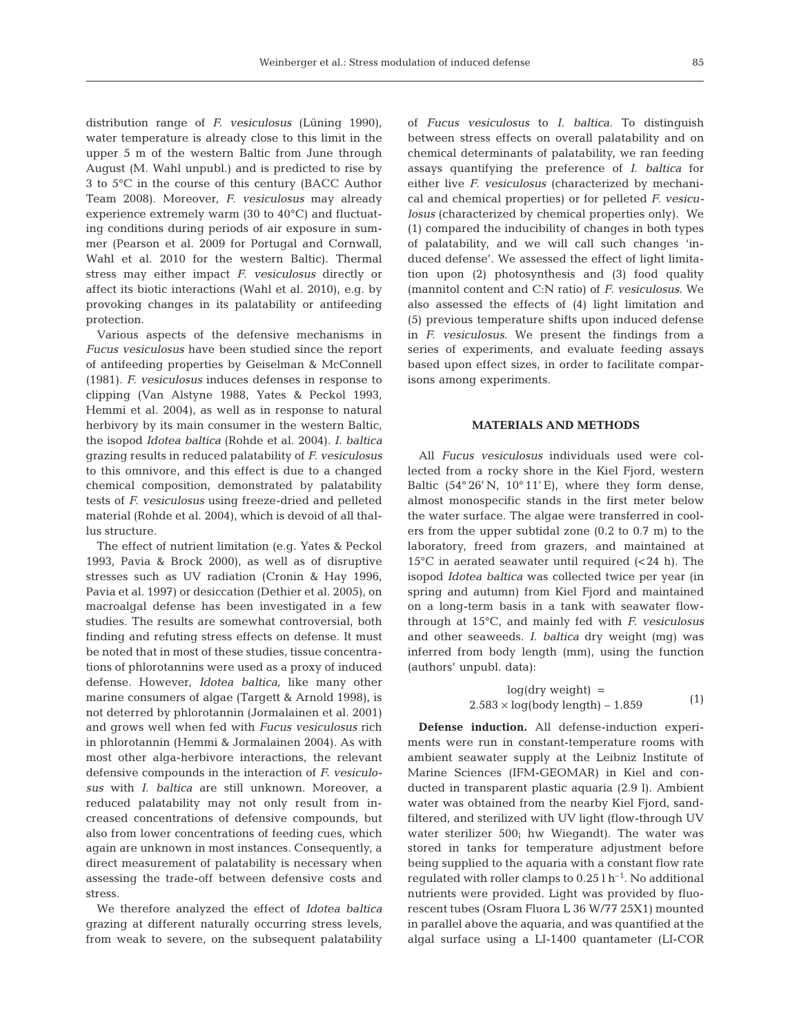distribution range of *F. vesiculosus* (Lüning 1990), water temperature is already close to this limit in the upper 5 m of the western Baltic from June through August (M. Wahl unpubl.) and is predicted to rise by 3 to 5°C in the course of this century (BACC Author Team 2008). Moreover, *F. vesiculosus* may already experience extremely warm (30 to 40°C) and fluctuating conditions during periods of air exposure in summer (Pearson et al. 2009 for Portugal and Cornwall, Wahl et al. 2010 for the western Baltic). Thermal stress may either impact *F. vesiculosus* directly or affect its biotic interactions (Wahl et al. 2010), e.g. by provoking changes in its palatability or antifeeding protection.

Various aspects of the defensive mechanisms in *Fucus vesiculosus* have been studied since the report of antifeeding properties by Geiselman & McConnell (1981). *F. vesiculosus* induces defenses in response to clipping (Van Alstyne 1988, Yates & Peckol 1993, Hemmi et al. 2004), as well as in response to natural herbivory by its main consumer in the western Baltic, the isopod *Idotea baltica* (Rohde et al. 2004). *I. baltica* grazing results in reduced palatability of *F. vesiculosus* to this omnivore, and this effect is due to a changed chemical composition, demonstrated by palatability tests of *F. vesiculosus* using freeze-dried and pelleted material (Rohde et al. 2004), which is devoid of all thallus structure.

The effect of nutrient limitation (e.g. Yates & Peckol 1993, Pavia & Brock 2000), as well as of disruptive stresses such as UV radiation (Cronin & Hay 1996, Pavia et al. 1997) or desiccation (Dethier et al. 2005), on macroalgal defense has been investigated in a few studies. The results are somewhat controversial, both finding and refuting stress effects on defense. It must be noted that in most of these studies, tissue concentrations of phlorotannins were used as a proxy of induced defense. However, *Idotea baltica*, like many other marine consumers of algae (Targett & Arnold 1998), is not deterred by phlorotannin (Jormalainen et al. 2001) and grows well when fed with *Fucus vesiculosus* rich in phlorotannin (Hemmi & Jormalainen 2004). As with most other alga-herbivore interactions, the relevant defensive compounds in the interaction of *F. vesiculosus* with *I. baltica* are still unknown. Moreover, a reduced palatability may not only result from increased concentrations of defensive compounds, but also from lower concentrations of feeding cues, which again are unknown in most instances. Consequently, a direct measurement of palatability is necessary when assessing the trade-off between defensive costs and stress.

We therefore analyzed the effect of *Idotea baltica* grazing at different naturally occurring stress levels, from weak to severe, on the subsequent palatability of *Fucus vesiculosus* to *I. baltica*. To distinguish between stress effects on overall palatability and on chemical determinants of palatability, we ran feeding assays quantifying the preference of *I. baltica* for either live *F. vesiculosus* (characterized by mechanical and chemical properties) or for pelleted *F. vesiculosus* (characterized by chemical properties only). We (1) compared the inducibility of changes in both types of palatability, and we will call such changes 'induced defense'. We assessed the effect of light limitation upon (2) photosynthesis and (3) food quality (mannitol content and C:N ratio) of *F. vesiculosus*. We also assessed the effects of (4) light limitation and (5) previous temperature shifts upon induced defense in *F. vesiculosus*. We present the findings from a series of experiments, and evaluate feeding assays based upon effect sizes, in order to facilitate comparisons among experiments.

## MATERIALS AND METHODS

All *Fucus vesiculosus* individuals used were collected from a rocky shore in the Kiel Fjord, western Baltic (54° 26' N, 10° 11' E), where they form dense, almost monospecific stands in the first meter below the water surface. The algae were transferred in coolers from the upper subtidal zone (0.2 to 0.7 m) to the laboratory, freed from grazers, and maintained at 15°C in aerated seawater until required (<24 h). The isopod *Idotea baltica* was collected twice per year (in spring and autumn) from Kiel Fjord and maintained on a long-term basis in a tank with seawater flow-through at 15°C, and mainly fed with *F. vesiculosus* and other seaweeds. *I. baltica* dry weight (mg) was inferred from body length (mm), using the function (authors' unpubl. data):

$$\log(\text{dry weight}) = 2.583 \times \log(\text{body length}) - 1.859 \quad (1)$$

**Defense induction.** All defense-induction experiments were run in constant-temperature rooms with ambient seawater supply at the Leibniz Institute of Marine Sciences (IFM-GEOMAR) in Kiel and conducted in transparent plastic aquaria (2.9 l). Ambient water was obtained from the nearby Kiel Fjord, sand-filtered, and sterilized with UV light (flow-through UV water sterilizer 500; hw Wiegandt). The water was stored in tanks for temperature adjustment before being supplied to the aquaria with a constant flow rate regulated with roller clamps to $0.25\ \text{l h}^{-1}$. No additional nutrients were provided. Light was provided by fluorescent tubes (Osram Fluora L 36 W/77 25X1) mounted in parallel above the aquaria, and was quantified at the algal surface using a LI-1400 quantameter (LI-COR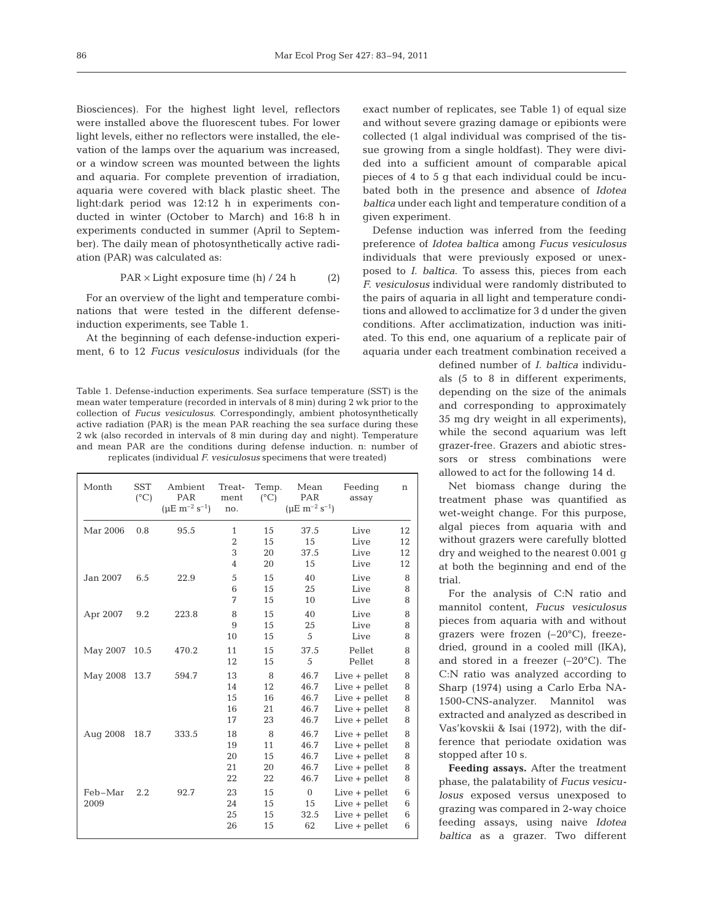Biosciences). For the highest light level, reflectors were installed above the fluorescent tubes. For lower light levels, either no reflectors were installed, the elevation of the lamps over the aquarium was increased, or a window screen was mounted between the lights and aquaria. For complete prevention of irradiation, aquaria were covered with black plastic sheet. The light:dark period was 12:12 h in experiments conducted in winter (October to March) and 16:8 h in experiments conducted in summer (April to September). The daily mean of photosynthetically active radiation (PAR) was calculated as:

$$\text{PAR} \times \text{Light exposure time (h)} / 24 \text{ h} \qquad (2)$$

For an overview of the light and temperature combinations that were tested in the different defense-induction experiments, see Table 1.

At the beginning of each defense-induction experiment, 6 to 12 *Fucus vesiculosus* individuals (for the exact number of replicates, see Table 1) of equal size and without severe grazing damage or epibionts were collected (1 algal individual was comprised of the tissue growing from a single holdfast). They were divided into a sufficient amount of comparable apical pieces of 4 to 5 g that each individual could be incubated both in the presence and absence of *Idotea baltica* under each light and temperature condition of a given experiment.

Defense induction was inferred from the feeding preference of *Idotea baltica* among *Fucus vesiculosus* individuals that were previously exposed or unexposed to *I. baltica*. To assess this, pieces from each *F. vesiculosus* individual were randomly distributed to the pairs of aquaria in all light and temperature conditions and allowed to acclimatize for 3 d under the given conditions. After acclimatization, induction was initiated. To this end, one aquarium of a replicate pair of aquaria under each treatment combination received a defined number of *I. baltica* individuals (5 to 8 in different experiments, depending on the size of the animals and corresponding to approximately 35 mg dry weight in all experiments), while the second aquarium was left grazer-free. Grazers and abiotic stressors or stress combinations were allowed to act for the following 14 d.

Table 1. Defense-induction experiments. Sea surface temperature (SST) is the mean water temperature (recorded in intervals of 8 min) during 2 wk prior to the collection of *Fucus vesiculosus*. Correspondingly, ambient photosynthetically active radiation (PAR) is the mean PAR reaching the sea surface during these 2 wk (also recorded in intervals of 8 min during day and night). Temperature and mean PAR are the conditions during defense induction. n: number of replicates (individual *F. vesiculosus* specimens that were treated)

| Month | SST (°C) | Ambient PAR (µE $m^{-2}$ $s^{-1}$) | Treatment no. | Temp. (°C) | Mean PAR (µE $m^{-2}$ $s^{-1}$) | Feeding assay | n |
|---|---|---|---|---|---|---|---|
| Mar 2006 | 0.8 | 95.5 | 1 | 15 | 37.5 | Live | 12 |
| | | | 2 | 15 | 15 | Live | 12 |
| | | | 3 | 20 | 37.5 | Live | 12 |
| | | | 4 | 20 | 15 | Live | 12 |
| Jan 2007 | 6.5 | 22.9 | 5 | 15 | 40 | Live | 8 |
| | | | 6 | 15 | 25 | Live | 8 |
| | | | 7 | 15 | 10 | Live | 8 |
| Apr 2007 | 9.2 | 223.8 | 8 | 15 | 40 | Live | 8 |
| | | | 9 | 15 | 25 | Live | 8 |
| | | | 10 | 15 | 5 | Live | 8 |
| May 2007 | 10.5 | 470.2 | 11 | 15 | 37.5 | Pellet | 8 |
| | | | 12 | 15 | 5 | Pellet | 8 |
| May 2008 | 13.7 | 594.7 | 13 | 8 | 46.7 | Live + pellet | 8 |
| | | | 14 | 12 | 46.7 | Live + pellet | 8 |
| | | | 15 | 16 | 46.7 | Live + pellet | 8 |
| | | | 16 | 21 | 46.7 | Live + pellet | 8 |
| | | | 17 | 23 | 46.7 | Live + pellet | 8 |
| Aug 2008 | 18.7 | 333.5 | 18 | 8 | 46.7 | Live + pellet | 8 |
| | | | 19 | 11 | 46.7 | Live + pellet | 8 |
| | | | 20 | 15 | 46.7 | Live + pellet | 8 |
| | | | 21 | 20 | 46.7 | Live + pellet | 8 |
| | | | 22 | 22 | 46.7 | Live + pellet | 8 |
| Feb–Mar 2009 | 2.2 | 92.7 | 23 | 15 | 0 | Live + pellet | 6 |
| | | | 24 | 15 | 15 | Live + pellet | 6 |
| | | | 25 | 15 | 32.5 | Live + pellet | 6 |
| | | | 26 | 15 | 62 | Live + pellet | 6 |

Net biomass change during the treatment phase was quantified as wet-weight change. For this purpose, algal pieces from aquaria with and without grazers were carefully blotted dry and weighed to the nearest 0.001 g at both the beginning and end of the trial.

For the analysis of C:N ratio and mannitol content, *Fucus vesiculosus* pieces from aquaria with and without grazers were frozen (–20°C), freeze-dried, ground in a cooled mill (IKA), and stored in a freezer (–20°C). The C:N ratio was analyzed according to Sharp (1974) using a Carlo Erba NA-1500-CNS-analyzer. Mannitol was extracted and analyzed as described in Vas'kovskii & Isai (1972), with the difference that periodate oxidation was stopped after 10 s.

**Feeding assays.** After the treatment phase, the palatability of *Fucus vesiculosus* exposed versus unexposed to grazing was compared in 2-way choice feeding assays, using naive *Idotea baltica* as a grazer. Two different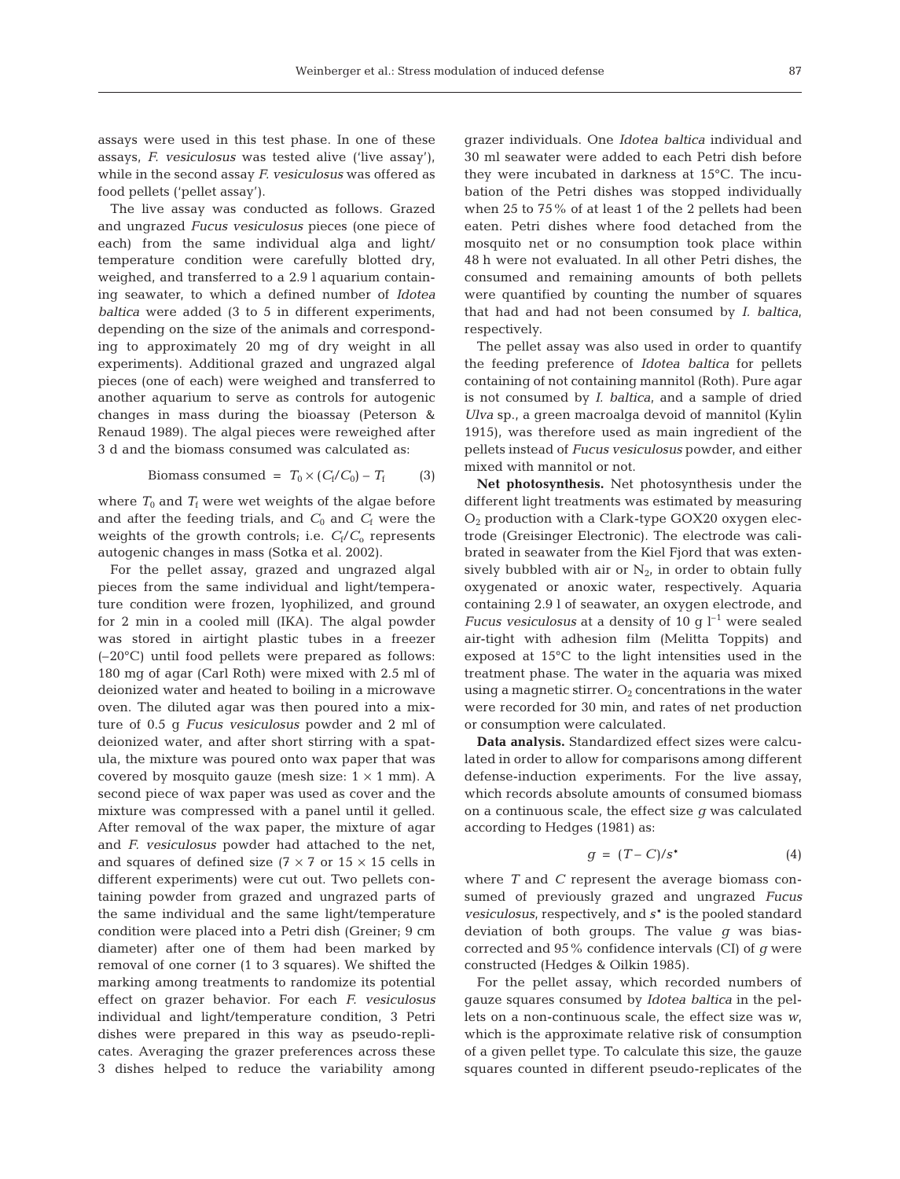assays were used in this test phase. In one of these assays, *F. vesiculosus* was tested alive ('live assay'), while in the second assay *F. vesiculosus* was offered as food pellets ('pellet assay').

The live assay was conducted as follows. Grazed and ungrazed *Fucus vesiculosus* pieces (one piece of each) from the same individual alga and light/temperature condition were carefully blotted dry, weighed, and transferred to a 2.9 l aquarium containing seawater, to which a defined number of *Idotea baltica* were added (3 to 5 in different experiments, depending on the size of the animals and corresponding to approximately 20 mg of dry weight in all experiments). Additional grazed and ungrazed algal pieces (one of each) were weighed and transferred to another aquarium to serve as controls for autogenic changes in mass during the bioassay (Peterson & Renaud 1989). The algal pieces were reweighed after 3 d and the biomass consumed was calculated as:

$$\text{Biomass consumed} = T_0 \times (C_f/C_0) - T_f \qquad (3)$$

where $T_0$ and $T_f$ were wet weights of the algae before and after the feeding trials, and $C_0$ and $C_f$ were the weights of the growth controls; i.e. $C_f/C_o$ represents autogenic changes in mass (Sotka et al. 2002).

For the pellet assay, grazed and ungrazed algal pieces from the same individual and light/temperature condition were frozen, lyophilized, and ground for 2 min in a cooled mill (IKA). The algal powder was stored in airtight plastic tubes in a freezer (–20°C) until food pellets were prepared as follows: 180 mg of agar (Carl Roth) were mixed with 2.5 ml of deionized water and heated to boiling in a microwave oven. The diluted agar was then poured into a mixture of 0.5 g *Fucus vesiculosus* powder and 2 ml of deionized water, and after short stirring with a spatula, the mixture was poured onto wax paper that was covered by mosquito gauze (mesh size: 1 × 1 mm). A second piece of wax paper was used as cover and the mixture was compressed with a panel until it gelled. After removal of the wax paper, the mixture of agar and *F. vesiculosus* powder had attached to the net, and squares of defined size (7 × 7 or 15 × 15 cells in different experiments) were cut out. Two pellets containing powder from grazed and ungrazed parts of the same individual and the same light/temperature condition were placed into a Petri dish (Greiner; 9 cm diameter) after one of them had been marked by removal of one corner (1 to 3 squares). We shifted the marking among treatments to randomize its potential effect on grazer behavior. For each *F. vesiculosus* individual and light/temperature condition, 3 Petri dishes were prepared in this way as pseudo-replicates. Averaging the grazer preferences across these 3 dishes helped to reduce the variability among grazer individuals. One *Idotea baltica* individual and 30 ml seawater were added to each Petri dish before they were incubated in darkness at 15°C. The incubation of the Petri dishes was stopped individually when 25 to 75% of at least 1 of the 2 pellets had been eaten. Petri dishes where food detached from the mosquito net or no consumption took place within 48 h were not evaluated. In all other Petri dishes, the consumed and remaining amounts of both pellets were quantified by counting the number of squares that had and had not been consumed by *I. baltica*, respectively.

The pellet assay was also used in order to quantify the feeding preference of *Idotea baltica* for pellets containing of not containing mannitol (Roth). Pure agar is not consumed by *I. baltica*, and a sample of dried *Ulva* sp., a green macroalga devoid of mannitol (Kylin 1915), was therefore used as main ingredient of the pellets instead of *Fucus vesiculosus* powder, and either mixed with mannitol or not.

**Net photosynthesis.** Net photosynthesis under the different light treatments was estimated by measuring $O_2$ production with a Clark-type GOX20 oxygen electrode (Greisinger Electronic). The electrode was calibrated in seawater from the Kiel Fjord that was extensively bubbled with air or $N_2$, in order to obtain fully oxygenated or anoxic water, respectively. Aquaria containing 2.9 l of seawater, an oxygen electrode, and *Fucus vesiculosus* at a density of 10 g $l^{-1}$ were sealed air-tight with adhesion film (Melitta Toppits) and exposed at 15°C to the light intensities used in the treatment phase. The water in the aquaria was mixed using a magnetic stirrer. $O_2$ concentrations in the water were recorded for 30 min, and rates of net production or consumption were calculated.

**Data analysis.** Standardized effect sizes were calculated in order to allow for comparisons among different defense-induction experiments. For the live assay, which records absolute amounts of consumed biomass on a continuous scale, the effect size $g$ was calculated according to Hedges (1981) as:

$$g = (T - C)/s^{\star} \qquad (4)$$

where $T$ and $C$ represent the average biomass consumed of previously grazed and ungrazed *Fucus vesiculosus*, respectively, and $s^{\star}$ is the pooled standard deviation of both groups. The value $g$ was bias-corrected and 95% confidence intervals (CI) of $g$ were constructed (Hedges & Oilkin 1985).

For the pellet assay, which recorded numbers of gauze squares consumed by *Idotea baltica* in the pellets on a non-continuous scale, the effect size was $w$, which is the approximate relative risk of consumption of a given pellet type. To calculate this size, the gauze squares counted in different pseudo-replicates of the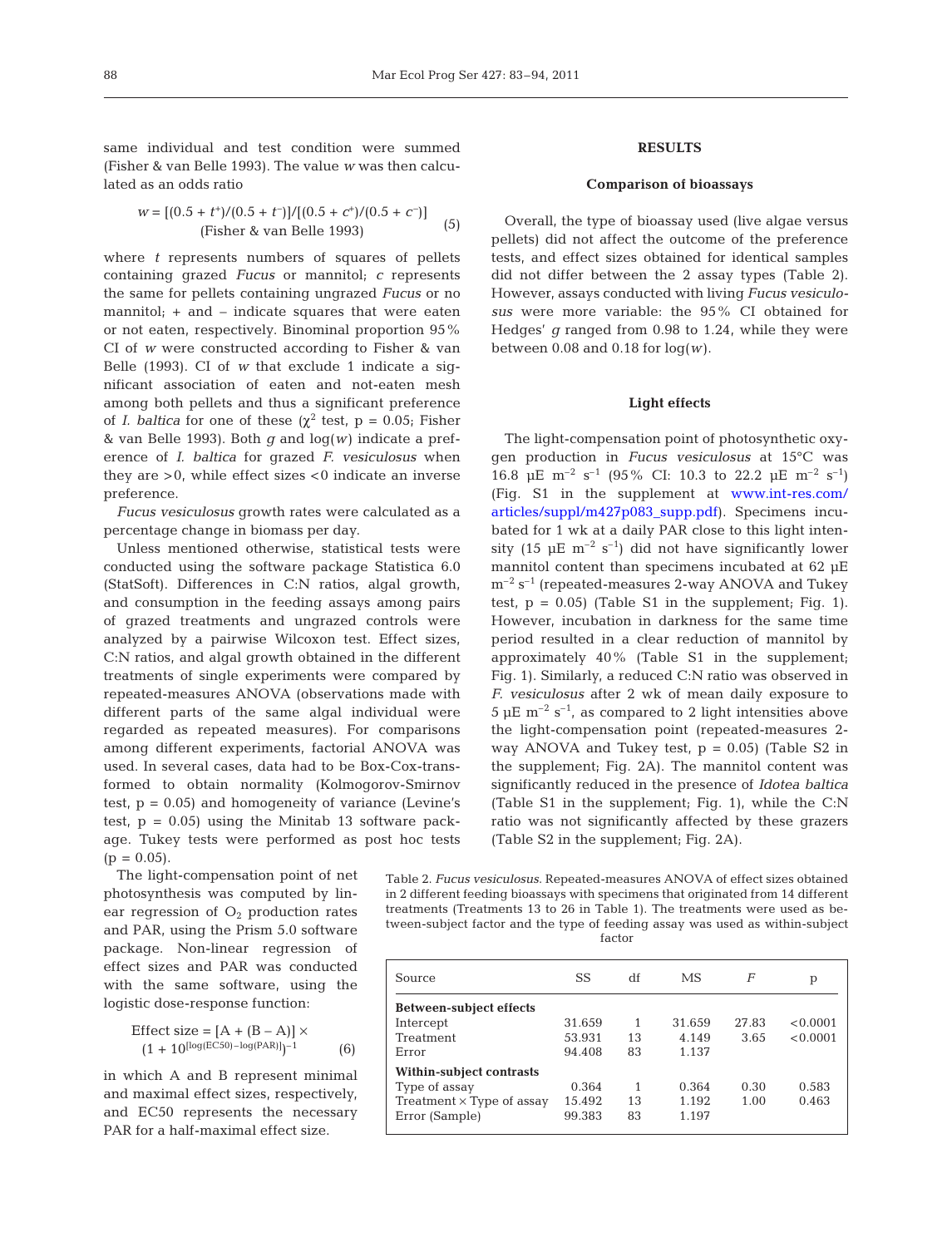same individual and test condition were summed (Fisher & van Belle 1993). The value $w$ was then calculated as an odds ratio

$$w = [(0.5 + t^{+})/(0.5 + t^{-})]/[(0.5 + c^{+})/(0.5 + c^{-})] \quad \text{(Fisher \& van Belle 1993)} \tag{5}$$

where $t$ represents numbers of squares of pellets containing grazed *Fucus* or mannitol; $c$ represents the same for pellets containing ungrazed *Fucus* or no mannitol; + and – indicate squares that were eaten or not eaten, respectively. Binominal proportion 95% CI of $w$ were constructed according to Fisher & van Belle (1993). CI of $w$ that exclude 1 indicate a significant association of eaten and not-eaten mesh among both pellets and thus a significant preference of *I. baltica* for one of these ($\chi^2$ test, $p = 0.05$; Fisher & van Belle 1993). Both $g$ and $\log(w)$ indicate a preference of *I. baltica* for grazed *F. vesiculosus* when they are >0, while effect sizes <0 indicate an inverse preference.

*Fucus vesiculosus* growth rates were calculated as a percentage change in biomass per day.

Unless mentioned otherwise, statistical tests were conducted using the software package Statistica 6.0 (StatSoft). Differences in C:N ratios, algal growth, and consumption in the feeding assays among pairs of grazed treatments and ungrazed controls were analyzed by a pairwise Wilcoxon test. Effect sizes, C:N ratios, and algal growth obtained in the different treatments of single experiments were compared by repeated-measures ANOVA (observations made with different parts of the same algal individual were regarded as repeated measures). For comparisons among different experiments, factorial ANOVA was used. In several cases, data had to be Box-Cox-transformed to obtain normality (Kolmogorov-Smirnov test, $p = 0.05$) and homogeneity of variance (Levine's test, $p = 0.05$) using the Minitab 13 software package. Tukey tests were performed as post hoc tests ($p = 0.05$).

The light-compensation point of net photosynthesis was computed by linear regression of $O_2$ production rates and PAR, using the Prism 5.0 software package. Non-linear regression of effect sizes and PAR was conducted with the same software, using the logistic dose-response function:

$$\text{Effect size} = [A + (B - A)] \times (1 + 10^{[\log(\text{EC50}) - \log(\text{PAR})]})^{-1} \tag{6}$$

in which A and B represent minimal and maximal effect sizes, respectively, and EC50 represents the necessary PAR for a half-maximal effect size.

## RESULTS

### Comparison of bioassays

Overall, the type of bioassay used (live algae versus pellets) did not affect the outcome of the preference tests, and effect sizes obtained for identical samples did not differ between the 2 assay types (Table 2). However, assays conducted with living *Fucus vesiculosus* were more variable: the 95% CI obtained for Hedges' $g$ ranged from 0.98 to 1.24, while they were between 0.08 and 0.18 for $\log(w)$.

### Light effects

The light-compensation point of photosynthetic oxygen production in *Fucus vesiculosus* at 15°C was 16.8 µE $m^{-2}$ $s^{-1}$ (95% CI: 10.3 to 22.2 µE $m^{-2}$ $s^{-1}$) (Fig. S1 in the supplement at www.int-res.com/articles/suppl/m427p083_supp.pdf). Specimens incubated for 1 wk at a daily PAR close to this light intensity (15 µE $m^{-2}$ $s^{-1}$) did not have significantly lower mannitol content than specimens incubated at 62 µE $m^{-2}$ $s^{-1}$ (repeated-measures 2-way ANOVA and Tukey test, $p = 0.05$) (Table S1 in the supplement; Fig. 1). However, incubation in darkness for the same time period resulted in a clear reduction of mannitol by approximately 40% (Table S1 in the supplement; Fig. 1). Similarly, a reduced C:N ratio was observed in *F. vesiculosus* after 2 wk of mean daily exposure to 5 µE $m^{-2}$ $s^{-1}$, as compared to 2 light intensities above the light-compensation point (repeated-measures 2-way ANOVA and Tukey test, $p = 0.05$) (Table S2 in the supplement; Fig. 2A). The mannitol content was significantly reduced in the presence of *Idotea baltica* (Table S1 in the supplement; Fig. 1), while the C:N ratio was not significantly affected by these grazers (Table S2 in the supplement; Fig. 2A).

Table 2. *Fucus vesiculosus*. Repeated-measures ANOVA of effect sizes obtained in 2 different feeding bioassays with specimens that originated from 14 different treatments (Treatments 13 to 26 in Table 1). The treatments were used as between-subject factor and the type of feeding assay was used as within-subject factor

| Source | SS | df | MS | $F$ | p |
|---|---|---|---|---|---|
| **Between-subject effects** | | | | | |
| Intercept | 31.659 | 1 | 31.659 | 27.83 | <0.0001 |
| Treatment | 53.931 | 13 | 4.149 | 3.65 | <0.0001 |
| Error | 94.408 | 83 | 1.137 | | |
| **Within-subject contrasts** | | | | | |
| Type of assay | 0.364 | 1 | 0.364 | 0.30 | 0.583 |
| Treatment × Type of assay | 15.492 | 13 | 1.192 | 1.00 | 0.463 |
| Error (Sample) | 99.383 | 83 | 1.197 | | |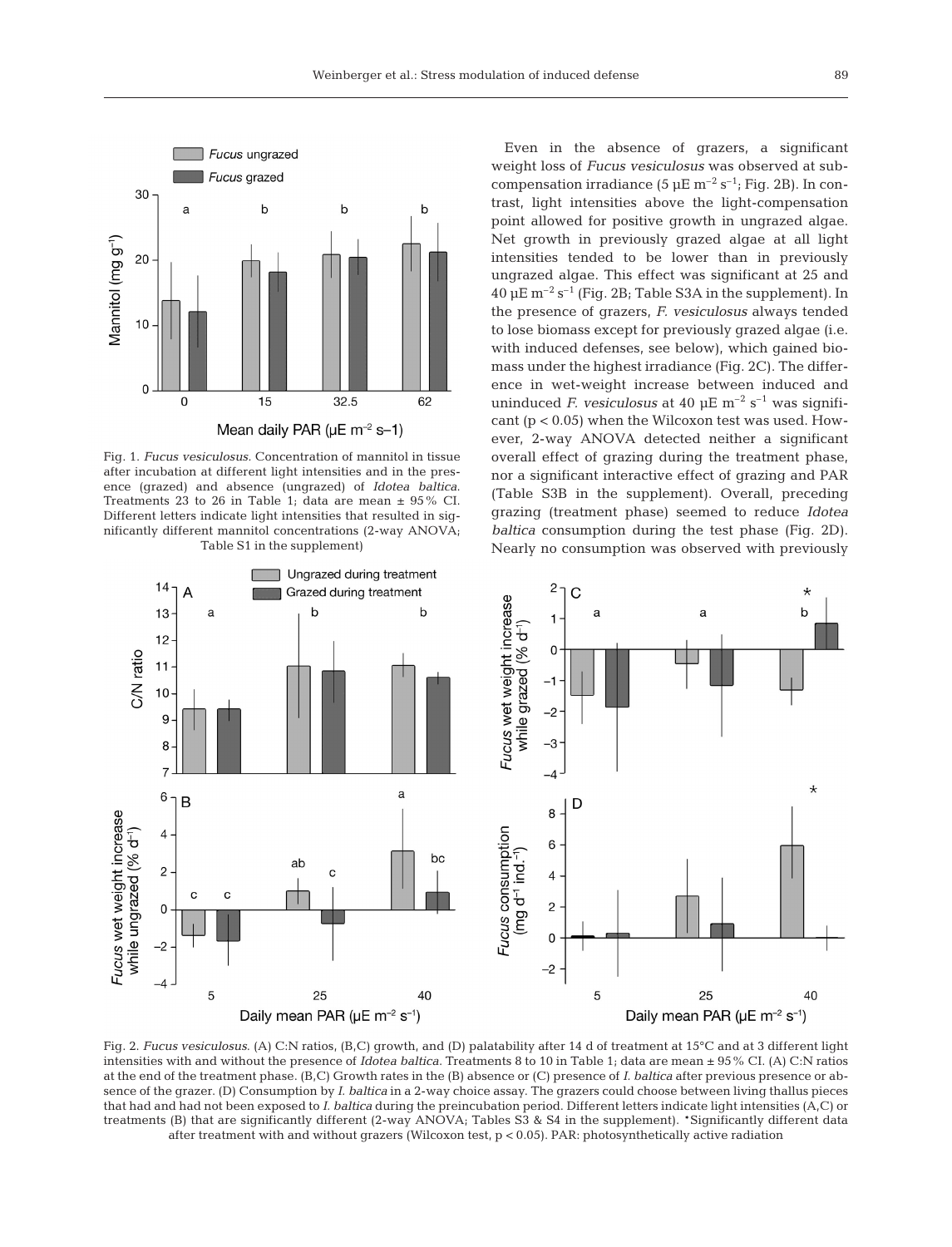Fucus ungrazed

Fucus grazed

Mannitol (mg g$^{-1}$)

30

20

10

0

a b b b

0 15 32.5 62

Mean daily PAR (µE m$^{-2}$ s$-1$)

Fig. 1. *Fucus vesiculosus.* Concentration of mannitol in tissue after incubation at different light intensities and in the presence (grazed) and absence (ungrazed) of *Idotea baltica.* Treatments 23 to 26 in Table 1; data are mean ± 95% CI. Different letters indicate light intensities that resulted in significantly different mannitol concentrations (2-way ANOVA; Table S1 in the supplement)

Even in the absence of grazers, a significant weight loss of *Fucus vesiculosus* was observed at subcompensation irradiance (5 µE m$^{-2}$ s$^{-1}$; Fig. 2B). In contrast, light intensities above the light-compensation point allowed for positive growth in ungrazed algae. Net growth in previously grazed algae at all light intensities tended to be lower than in previously ungrazed algae. This effect was significant at 25 and 40 µE m$^{-2}$ s$^{-1}$ (Fig. 2B; Table S3A in the supplement). In the presence of grazers, *F. vesiculosus* always tended to lose biomass except for previously grazed algae (i.e. with induced defenses, see below), which gained biomass under the highest irradiance (Fig. 2C). The difference in wet-weight increase between induced and uninduced *F. vesiculosus* at 40 µE m$^{-2}$ s$^{-1}$ was significant ($p < 0.05$) when the Wilcoxon test was used. However, 2-way ANOVA detected neither a significant overall effect of grazing during the treatment phase, nor a significant interactive effect of grazing and PAR (Table S3B in the supplement). Overall, preceding grazing (treatment phase) seemed to reduce *Idotea baltica* consumption during the test phase (Fig. 2D). Nearly no consumption was observed with previously

Ungrazed during treatment

Grazed during treatment

A

C/N ratio

a b b

B

*Fucus* wet weight increase while ungrazed (% d$^{-1}$)

c c ab c a bc

C

*Fucus* wet weight increase while grazed (% d$^{-1}$)

a a b *

D

*Fucus* consumption (mg d$^{-1}$ ind.$^{-1}$)

*

5 25 40

Daily mean PAR (µE m$^{-2}$ s$^{-1}$)

Fig. 2. *Fucus vesiculosus.* (A) C:N ratios, (B,C) growth, and (D) palatability after 14 d of treatment at 15°C and at 3 different light intensities with and without the presence of *Idotea baltica.* Treatments 8 to 10 in Table 1; data are mean ± 95% CI. (A) C:N ratios at the end of the treatment phase. (B,C) Growth rates in the (B) absence or (C) presence of *I. baltica* after previous presence or absence of the grazer. (D) Consumption by *I. baltica* in a 2-way choice assay. The grazers could choose between living thallus pieces that had and had not been exposed to *I. baltica* during the preincubation period. Different letters indicate light intensities (A,C) or treatments (B) that are significantly different (2-way ANOVA; Tables S3 & S4 in the supplement). *Significantly different data after treatment with and without grazers (Wilcoxon test, $p < 0.05$). PAR: photosynthetically active radiation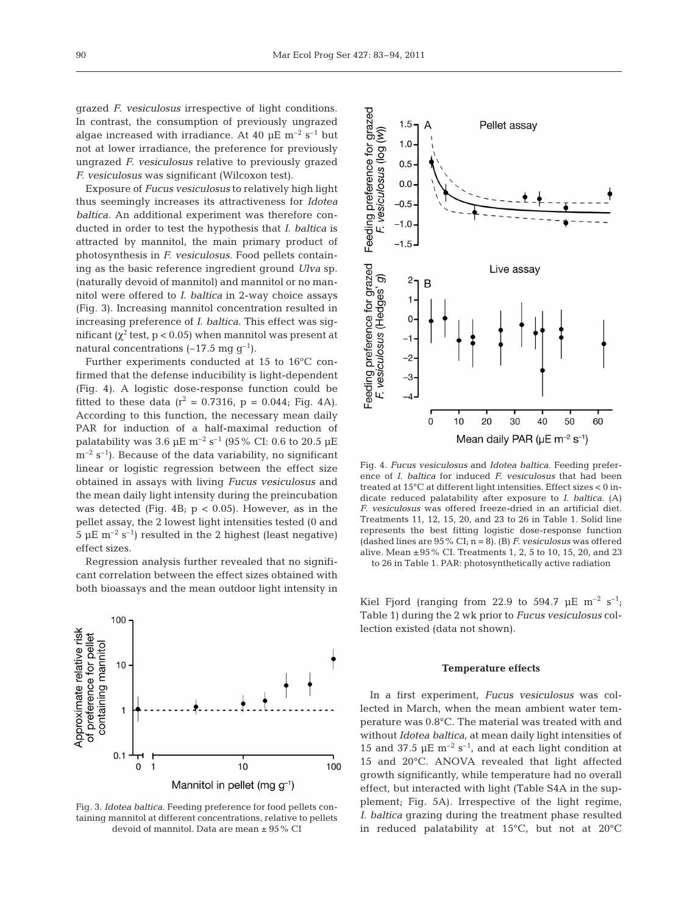grazed *F. vesiculosus* irrespective of light conditions. In contrast, the consumption of previously ungrazed algae increased with irradiance. At 40 µE m$^{-2}$ s$^{-1}$ but not at lower irradiance, the preference for previously ungrazed *F. vesiculosus* relative to previously grazed *F. vesiculosus* was significant (Wilcoxon test).

Exposure of *Fucus vesiculosus* to relatively high light thus seemingly increases its attractiveness for *Idotea baltica*. An additional experiment was therefore conducted in order to test the hypothesis that *I. baltica* is attracted by mannitol, the main primary product of photosynthesis in *F. vesiculosus*. Food pellets containing as the basic reference ingredient ground *Ulva* sp. (naturally devoid of mannitol) and mannitol or no mannitol were offered to *I. baltica* in 2-way choice assays (Fig. 3). Increasing mannitol concentration resulted in increasing preference of *I. baltica*. This effect was significant ($\chi^2$ test, $p < 0.05$) when mannitol was present at natural concentrations (~17.5 mg g$^{-1}$).

Further experiments conducted at 15 to 16°C confirmed that the defense inducibility is light-dependent (Fig. 4). A logistic dose-response function could be fitted to these data ($r^2 = 0.7316$, $p = 0.044$; Fig. 4A). According to this function, the necessary mean daily PAR for induction of a half-maximal reduction of palatability was 3.6 µE m$^{-2}$ s$^{-1}$ (95% CI: 0.6 to 20.5 µE m$^{-2}$ s$^{-1}$). Because of the data variability, no significant linear or logistic regression between the effect size obtained in assays with living *Fucus vesiculosus* and the mean daily light intensity during the preincubation was detected (Fig. 4B; $p < 0.05$). However, as in the pellet assay, the 2 lowest light intensities tested (0 and 5 µE m$^{-2}$ s$^{-1}$) resulted in the 2 highest (least negative) effect sizes.

Regression analysis further revealed that no significant correlation between the effect sizes obtained with both bioassays and the mean outdoor light intensity in Kiel Fjord (ranging from 22.9 to 594.7 µE m$^{-2}$ s$^{-1}$; Table 1) during the 2 wk prior to *Fucus vesiculosus* collection existed (data not shown).

Approximate relative risk of preference for pellet containing mannitol
100
10
1
0.1
0
1
10
100
Mannitol in pellet (mg g$^{-1}$)

Fig. 3. *Idotea baltica*. Feeding preference for food pellets containing mannitol at different concentrations, relative to pellets devoid of mannitol. Data are mean ± 95% CI

A
Pellet assay
Feeding preference for grazed *F. vesiculosus* (log (*W*))
1.5
1.0
0.5
0.0
–0.5
–1.0
–1.5

B
Live assay
Feeding preference for grazed *F. vesiculosus* (Hedges' *g*)
2
1
0
–1
–2
–3
–4
0
10
20
30
40
50
60
Mean daily PAR (µE m$^{-2}$ s$^{-1}$)

Fig. 4. *Fucus vesiculosus* and *Idotea baltica*. Feeding preference of *I. baltica* for induced *F. vesiculosus* that had been treated at 15°C at different light intensities. Effect sizes < 0 indicate reduced palatability after exposure to *I. baltica*. (A) *F. vesiculosus* was offered freeze-dried in an artificial diet. Treatments 11, 12, 15, 20, and 23 to 26 in Table 1. Solid line represents the best fitting logistic dose-response function (dashed lines are 95% CI; n = 8). (B) *F. vesiculosus* was offered alive. Mean ± 95% CI. Treatments 1, 2, 5 to 10, 15, 20, and 23 to 26 in Table 1. PAR: photosynthetically active radiation

### Temperature effects

In a first experiment, *Fucus vesiculosus* was collected in March, when the mean ambient water temperature was 0.8°C. The material was treated with and without *Idotea baltica*, at mean daily light intensities of 15 and 37.5 µE m$^{-2}$ s$^{-1}$, and at each light condition at 15 and 20°C. ANOVA revealed that light affected growth significantly, while temperature had no overall effect, but interacted with light (Table S4A in the supplement; Fig. 5A). Irrespective of the light regime, *I. baltica* grazing during the treatment phase resulted in reduced palatability at 15°C, but not at 20°C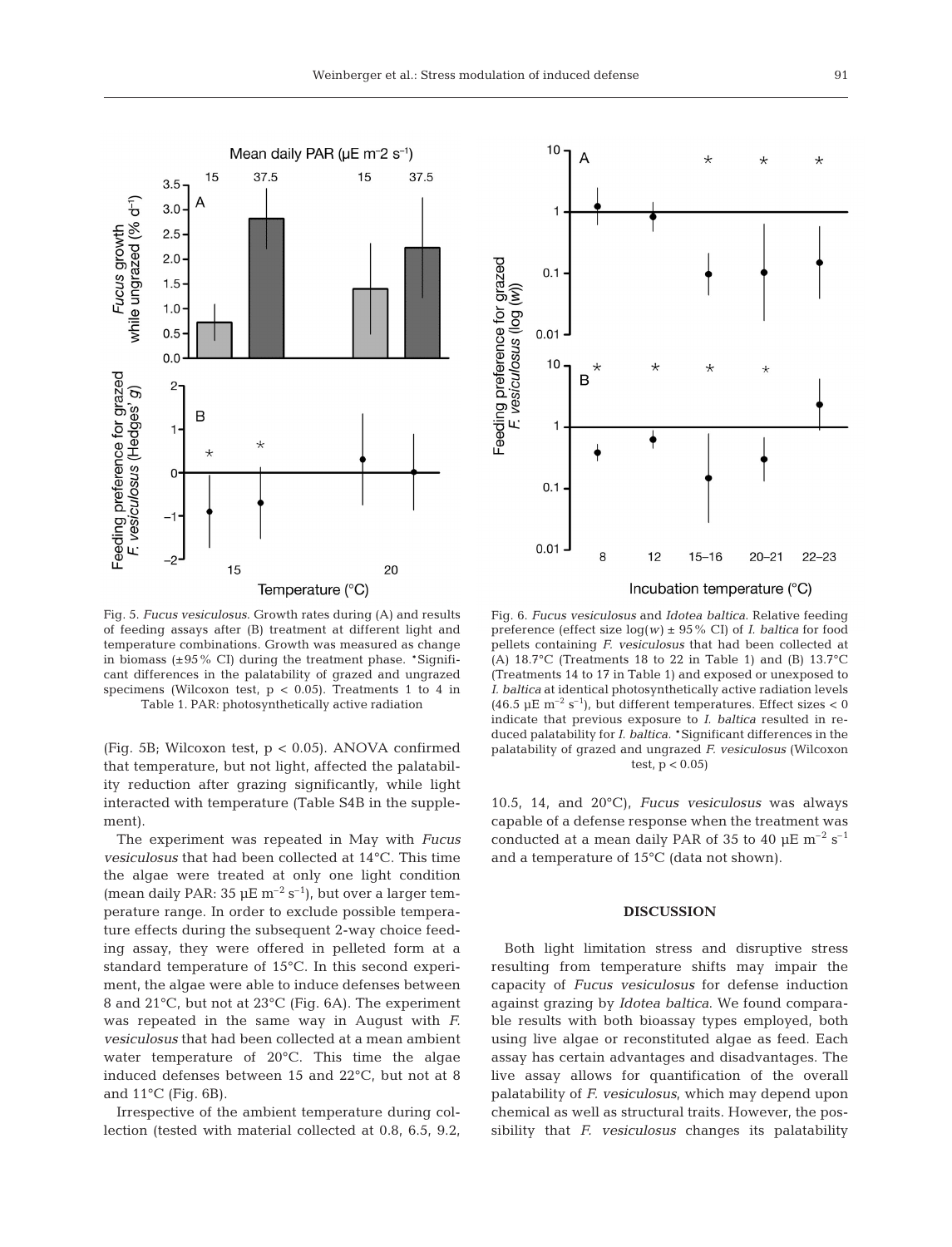Mean daily PAR (µE m-2 s-1)

15 37.5 15 37.5

A

*Fucus* growth while ungrazed (% d−1)

3.5 3.0 2.5 2.0 1.5 1.0 0.5 0.0

B

Feeding preference for grazed *F. vesiculosus* (Hedges' *g*)

2 1 0 −1 −2

\* \*

15 20

Temperature (°C)

Fig. 5. *Fucus vesiculosus*. Growth rates during (A) and results of feeding assays after (B) treatment at different light and temperature combinations. Growth was measured as change in biomass (±95% CI) during the treatment phase. *Significant differences in the palatability of grazed and ungrazed specimens (Wilcoxon test, $p < 0.05$). Treatments 1 to 4 in Table 1. PAR: photosynthetically active radiation

Feeding preference for grazed *F. vesiculosus* (log (*w*))

A

10 1 0.1 0.01

\* \* \*

B

10 1 0.1 0.01

\* \* \* \*

8 12 15–16 20–21 22–23

Incubation temperature (°C)

Fig. 6. *Fucus vesiculosus* and *Idotea baltica*. Relative feeding preference (effect size log(*w*) ± 95% CI) of *I. baltica* for food pellets containing *F. vesiculosus* that had been collected at (A) 18.7°C (Treatments 18 to 22 in Table 1) and (B) 13.7°C (Treatments 14 to 17 in Table 1) and exposed or unexposed to *I. baltica* at identical photosynthetically active radiation levels (46.5 µE $m^{-2}$ $s^{-1}$), but different temperatures. Effect sizes < 0 indicate that previous exposure to *I. baltica* resulted in reduced palatability for *I. baltica.* *Significant differences in the palatability of grazed and ungrazed *F. vesiculosus* (Wilcoxon test, $p < 0.05$)

(Fig. 5B; Wilcoxon test, $p < 0.05$). ANOVA confirmed that temperature, but not light, affected the palatability reduction after grazing significantly, while light interacted with temperature (Table S4B in the supplement).

The experiment was repeated in May with *Fucus vesiculosus* that had been collected at 14°C. This time the algae were treated at only one light condition (mean daily PAR: 35 µE $m^{-2}$ $s^{-1}$), but over a larger temperature range. In order to exclude possible temperature effects during the subsequent 2-way choice feeding assay, they were offered in pelleted form at a standard temperature of 15°C. In this second experiment, the algae were able to induce defenses between 8 and 21°C, but not at 23°C (Fig. 6A). The experiment was repeated in the same way in August with *F. vesiculosus* that had been collected at a mean ambient water temperature of 20°C. This time the algae induced defenses between 15 and 22°C, but not at 8 and 11°C (Fig. 6B).

Irrespective of the ambient temperature during collection (tested with material collected at 0.8, 6.5, 9.2, 10.5, 14, and 20°C), *Fucus vesiculosus* was always capable of a defense response when the treatment was conducted at a mean daily PAR of 35 to 40 µE $m^{-2}$ $s^{-1}$ and a temperature of 15°C (data not shown).

## DISCUSSION

Both light limitation stress and disruptive stress resulting from temperature shifts may impair the capacity of *Fucus vesiculosus* for defense induction against grazing by *Idotea baltica*. We found comparable results with both bioassay types employed, both using live algae or reconstituted algae as feed. Each assay has certain advantages and disadvantages. The live assay allows for quantification of the overall palatability of *F. vesiculosus*, which may depend upon chemical as well as structural traits. However, the possibility that *F. vesiculosus* changes its palatability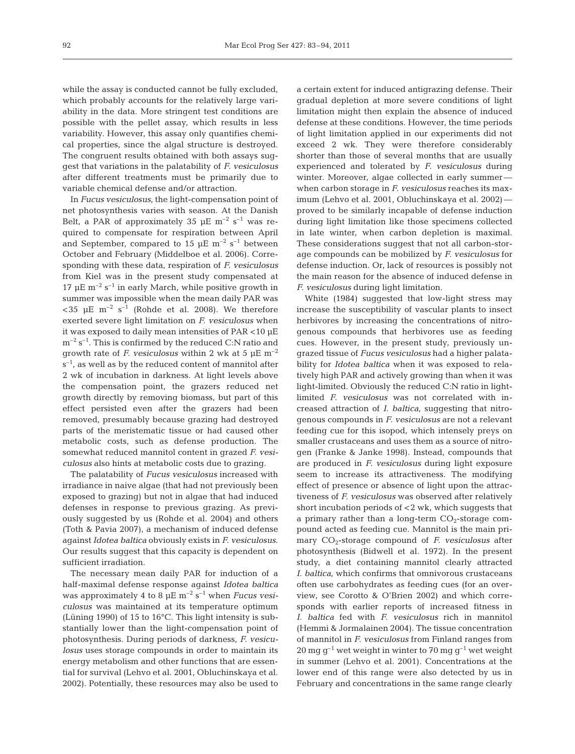while the assay is conducted cannot be fully excluded, which probably accounts for the relatively large variability in the data. More stringent test conditions are possible with the pellet assay, which results in less variability. However, this assay only quantifies chemical properties, since the algal structure is destroyed. The congruent results obtained with both assays suggest that variations in the palatability of *F. vesiculosus* after different treatments must be primarily due to variable chemical defense and/or attraction.

In *Fucus vesiculosus*, the light-compensation point of net photosynthesis varies with season. At the Danish Belt, a PAR of approximately 35 µE $m^{-2}$ $s^{-1}$ was required to compensate for respiration between April and September, compared to 15 µE $m^{-2}$ $s^{-1}$ between October and February (Middelboe et al. 2006). Corresponding with these data, respiration of *F. vesiculosus* from Kiel was in the present study compensated at 17 µE $m^{-2}$ $s^{-1}$ in early March, while positive growth in summer was impossible when the mean daily PAR was <35 µE $m^{-2}$ $s^{-1}$ (Rohde et al. 2008). We therefore exerted severe light limitation on *F. vesiculosus* when it was exposed to daily mean intensities of PAR <10 µE $m^{-2}$ $s^{-1}$. This is confirmed by the reduced C:N ratio and growth rate of *F. vesiculosus* within 2 wk at 5 µE $m^{-2}$ $s^{-1}$, as well as by the reduced content of mannitol after 2 wk of incubation in darkness. At light levels above the compensation point, the grazers reduced net growth directly by removing biomass, but part of this effect persisted even after the grazers had been removed, presumably because grazing had destroyed parts of the meristematic tissue or had caused other metabolic costs, such as defense production. The somewhat reduced mannitol content in grazed *F. vesiculosus* also hints at metabolic costs due to grazing.

The palatability of *Fucus vesiculosus* increased with irradiance in naive algae (that had not previously been exposed to grazing) but not in algae that had induced defenses in response to previous grazing. As previously suggested by us (Rohde et al. 2004) and others (Toth & Pavia 2007), a mechanism of induced defense against *Idotea baltica* obviously exists in *F. vesiculosus*. Our results suggest that this capacity is dependent on sufficient irradiation.

The necessary mean daily PAR for induction of a half-maximal defense response against *Idotea baltica* was approximately 4 to 8 µE $m^{-2}$ $s^{-1}$ when *Fucus vesiculosus* was maintained at its temperature optimum (Lüning 1990) of 15 to 16°C. This light intensity is substantially lower than the light-compensation point of photosynthesis. During periods of darkness, *F. vesiculosus* uses storage compounds in order to maintain its energy metabolism and other functions that are essential for survival (Lehvo et al. 2001, Obluchinskaya et al. 2002). Potentially, these resources may also be used to a certain extent for induced antigrazing defense. Their gradual depletion at more severe conditions of light limitation might then explain the absence of induced defense at these conditions. However, the time periods of light limitation applied in our experiments did not exceed 2 wk. They were therefore considerably shorter than those of several months that are usually experienced and tolerated by *F. vesiculosus* during winter. Moreover, algae collected in early summer — when carbon storage in *F. vesiculosus* reaches its maximum (Lehvo et al. 2001, Obluchinskaya et al. 2002) — proved to be similarly incapable of defense induction during light limitation like those specimens collected in late winter, when carbon depletion is maximal. These considerations suggest that not all carbon-storage compounds can be mobilized by *F. vesiculosus* for defense induction. Or, lack of resources is possibly not the main reason for the absence of induced defense in *F. vesiculosus* during light limitation.

White (1984) suggested that low-light stress may increase the susceptibility of vascular plants to insect herbivores by increasing the concentrations of nitrogenous compounds that herbivores use as feeding cues. However, in the present study, previously ungrazed tissue of *Fucus vesiculosus* had a higher palatability for *Idotea baltica* when it was exposed to relatively high PAR and actively growing than when it was light-limited. Obviously the reduced C:N ratio in light-limited *F. vesiculosus* was not correlated with increased attraction of *I. baltica*, suggesting that nitrogenous compounds in *F. vesiculosus* are not a relevant feeding cue for this isopod, which intensely preys on smaller crustaceans and uses them as a source of nitrogen (Franke & Janke 1998). Instead, compounds that are produced in *F. vesiculosus* during light exposure seem to increase its attractiveness. The modifying effect of presence or absence of light upon the attractiveness of *F. vesiculosus* was observed after relatively short incubation periods of <2 wk, which suggests that a primary rather than a long-term $CO_2$-storage compound acted as feeding cue. Mannitol is the main primary $CO_2$-storage compound of *F. vesiculosus* after photosynthesis (Bidwell et al. 1972). In the present study, a diet containing mannitol clearly attracted *I. baltica*, which confirms that omnivorous crustaceans often use carbohydrates as feeding cues (for an overview, see Corotto & O'Brien 2002) and which corresponds with earlier reports of increased fitness in *I. baltica* fed with *F. vesiculosus* rich in mannitol (Hemmi & Jormalainen 2004). The tissue concentration of mannitol in *F. vesiculosus* from Finland ranges from 20 mg $g^{-1}$ wet weight in winter to 70 mg $g^{-1}$ wet weight in summer (Lehvo et al. 2001). Concentrations at the lower end of this range were also detected by us in February and concentrations in the same range clearly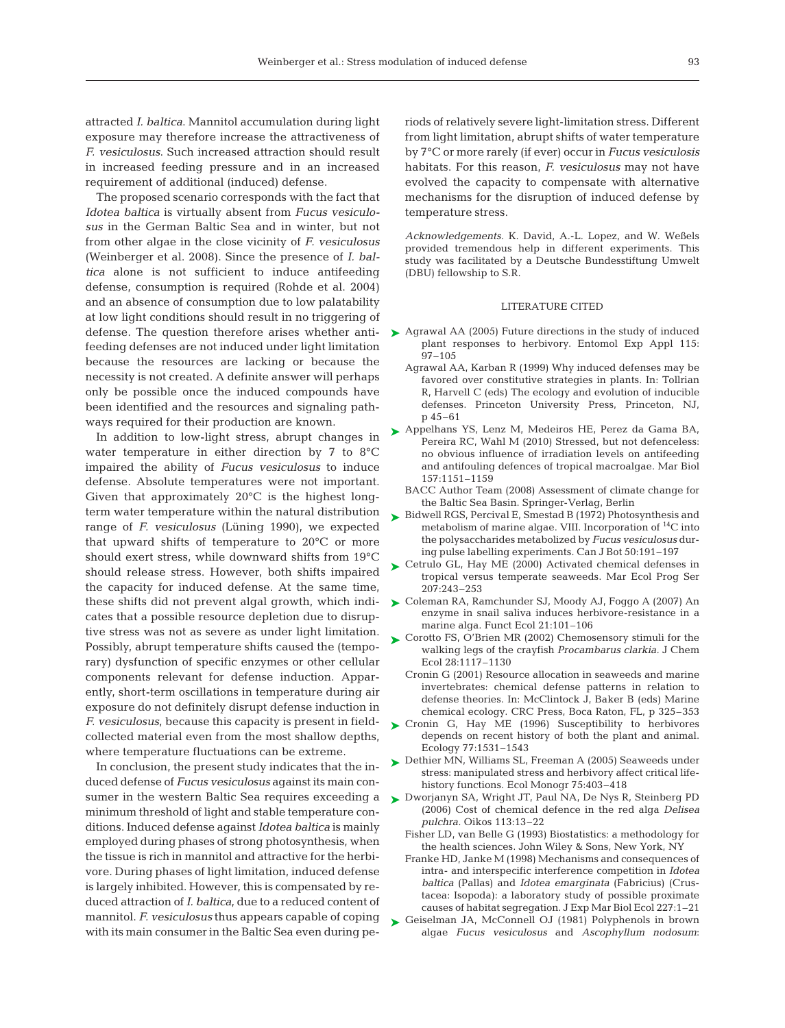attracted *I. baltica*. Mannitol accumulation during light exposure may therefore increase the attractiveness of *F. vesiculosus*. Such increased attraction should result in increased feeding pressure and in an increased requirement of additional (induced) defense.

The proposed scenario corresponds with the fact that *Idotea baltica* is virtually absent from *Fucus vesiculosus* in the German Baltic Sea and in winter, but not from other algae in the close vicinity of *F. vesiculosus* (Weinberger et al. 2008). Since the presence of *I. baltica* alone is not sufficient to induce antifeeding defense, consumption is required (Rohde et al. 2004) and an absence of consumption due to low palatability at low light conditions should result in no triggering of defense. The question therefore arises whether antifeeding defenses are not induced under light limitation because the resources are lacking or because the necessity is not created. A definite answer will perhaps only be possible once the induced compounds have been identified and the resources and signaling pathways required for their production are known.

In addition to low-light stress, abrupt changes in water temperature in either direction by 7 to 8°C impaired the ability of *Fucus vesiculosus* to induce defense. Absolute temperatures were not important. Given that approximately 20°C is the highest long-term water temperature within the natural distribution range of *F. vesiculosus* (Lüning 1990), we expected that upward shifts of temperature to 20°C or more should exert stress, while downward shifts from 19°C should release stress. However, both shifts impaired the capacity for induced defense. At the same time, these shifts did not prevent algal growth, which indicates that a possible resource depletion due to disruptive stress was not as severe as under light limitation. Possibly, abrupt temperature shifts caused the (temporary) dysfunction of specific enzymes or other cellular components relevant for defense induction. Apparently, short-term oscillations in temperature during air exposure do not definitely disrupt defense induction in *F. vesiculosus*, because this capacity is present in field-collected material even from the most shallow depths, where temperature fluctuations can be extreme.

In conclusion, the present study indicates that the induced defense of *Fucus vesiculosus* against its main consumer in the western Baltic Sea requires exceeding a minimum threshold of light and stable temperature conditions. Induced defense against *Idotea baltica* is mainly employed during phases of strong photosynthesis, when the tissue is rich in mannitol and attractive for the herbivore. During phases of light limitation, induced defense is largely inhibited. However, this is compensated by reduced attraction of *I. baltica*, due to a reduced content of mannitol. *F. vesiculosus* thus appears capable of coping with its main consumer in the Baltic Sea even during periods of relatively severe light-limitation stress. Different from light limitation, abrupt shifts of water temperature by 7°C or more rarely (if ever) occur in *Fucus vesiculosis* habitats. For this reason, *F. vesiculosus* may not have evolved the capacity to compensate with alternative mechanisms for the disruption of induced defense by temperature stress.

*Acknowledgements.* K. David, A.-L. Lopez, and W. Weßels provided tremendous help in different experiments. This study was facilitated by a Deutsche Bundesstiftung Umwelt (DBU) fellowship to S.R.

## LITERATURE CITED

- Agrawal AA (2005) Future directions in the study of induced plant responses to herbivory. Entomol Exp Appl 115: 97–105
- Agrawal AA, Karban R (1999) Why induced defenses may be favored over constitutive strategies in plants. In: Tollrian R, Harvell C (eds) The ecology and evolution of inducible defenses. Princeton University Press, Princeton, NJ, p 45–61
- Appelhans YS, Lenz M, Medeiros HE, Perez da Gama BA, Pereira RC, Wahl M (2010) Stressed, but not defenceless: no obvious influence of irradiation levels on antifeeding and antifouling defences of tropical macroalgae. Mar Biol 157:1151–1159
- BACC Author Team (2008) Assessment of climate change for the Baltic Sea Basin. Springer-Verlag, Berlin
- Bidwell RGS, Percival E, Smestad B (1972) Photosynthesis and metabolism of marine algae. VIII. Incorporation of $^{14}C$ into the polysaccharides metabolized by *Fucus vesiculosus* during pulse labelling experiments. Can J Bot 50:191–197
- Cetrulo GL, Hay ME (2000) Activated chemical defenses in tropical versus temperate seaweeds. Mar Ecol Prog Ser 207:243–253
- Coleman RA, Ramchunder SJ, Moody AJ, Foggo A (2007) An enzyme in snail saliva induces herbivore-resistance in a marine alga. Funct Ecol 21:101–106
- Corotto FS, O'Brien MR (2002) Chemosensory stimuli for the walking legs of the crayfish *Procambarus clarkia*. J Chem Ecol 28:1117–1130
- Cronin G (2001) Resource allocation in seaweeds and marine invertebrates: chemical defense patterns in relation to defense theories. In: McClintock J, Baker B (eds) Marine chemical ecology. CRC Press, Boca Raton, FL, p 325–353
- Cronin G, Hay ME (1996) Susceptibility to herbivores depends on recent history of both the plant and animal. Ecology 77:1531–1543
- Dethier MN, Williams SL, Freeman A (2005) Seaweeds under stress: manipulated stress and herbivory affect critical life-history functions. Ecol Monogr 75:403–418
- Dworjanyn SA, Wright JT, Paul NA, De Nys R, Steinberg PD (2006) Cost of chemical defence in the red alga *Delisea pulchra*. Oikos 113:13–22
- Fisher LD, van Belle G (1993) Biostatistics: a methodology for the health sciences. John Wiley & Sons, New York, NY
- Franke HD, Janke M (1998) Mechanisms and consequences of intra- and interspecific interference competition in *Idotea baltica* (Pallas) and *Idotea emarginata* (Fabricius) (Crustacea: Isopoda): a laboratory study of possible proximate causes of habitat segregation. J Exp Mar Biol Ecol 227:1–21
- Geiselman JA, McConnell OJ (1981) Polyphenols in brown algae *Fucus vesiculosus* and *Ascophyllum nodosum*: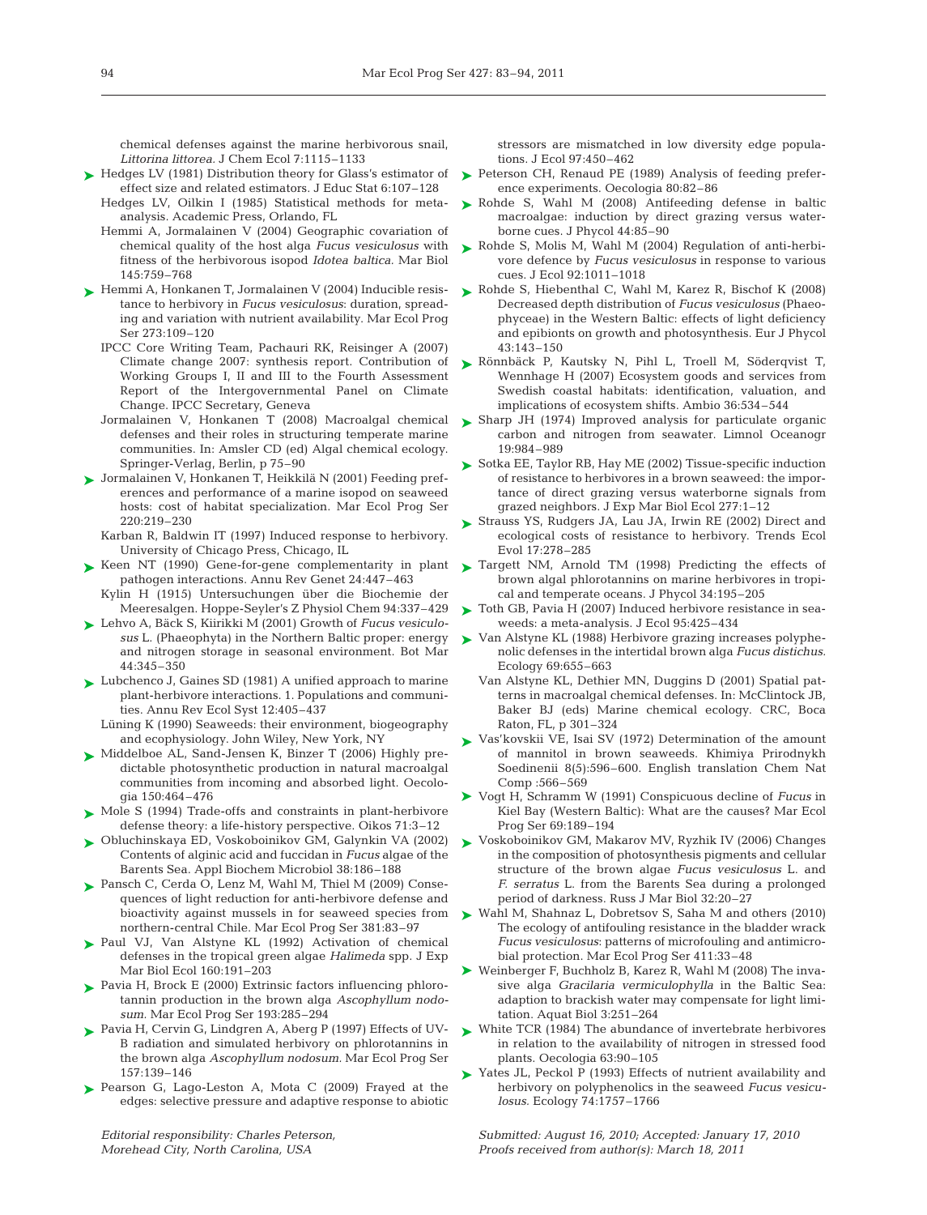chemical defenses against the marine herbivorous snail, *Littorina littorea.* J Chem Ecol 7:1115–1133

Hedges LV (1981) Distribution theory for Glass's estimator of effect size and related estimators. J Educ Stat 6:107–128

Hedges LV, Oilkin I (1985) Statistical methods for meta-analysis. Academic Press, Orlando, FL

Hemmi A, Jormalainen V (2004) Geographic covariation of chemical quality of the host alga *Fucus vesiculosus* with fitness of the herbivorous isopod *Idotea baltica.* Mar Biol 145:759–768

Hemmi A, Honkanen T, Jormalainen V (2004) Inducible resistance to herbivory in *Fucus vesiculosus*: duration, spreading and variation with nutrient availability. Mar Ecol Prog Ser 273:109–120

IPCC Core Writing Team, Pachauri RK, Reisinger A (2007) Climate change 2007: synthesis report. Contribution of Working Groups I, II and III to the Fourth Assessment Report of the Intergovernmental Panel on Climate Change. IPCC Secretary, Geneva

Jormalainen V, Honkanen T (2008) Macroalgal chemical defenses and their roles in structuring temperate marine communities. In: Amsler CD (ed) Algal chemical ecology. Springer-Verlag, Berlin, p 75–90

Jormalainen V, Honkanen T, Heikkilä N (2001) Feeding preferences and performance of a marine isopod on seaweed hosts: cost of habitat specialization. Mar Ecol Prog Ser 220:219–230

Karban R, Baldwin IT (1997) Induced response to herbivory. University of Chicago Press, Chicago, IL

Keen NT (1990) Gene-for-gene complementarity in plant pathogen interactions. Annu Rev Genet 24:447–463

Kylin H (1915) Untersuchungen über die Biochemie der Meeresalgen. Hoppe-Seyler's Z Physiol Chem 94:337–429

Lehvo A, Bäck S, Kiirikki M (2001) Growth of *Fucus vesiculosus* L. (Phaeophyta) in the Northern Baltic proper: energy and nitrogen storage in seasonal environment. Bot Mar 44:345–350

Lubchenco J, Gaines SD (1981) A unified approach to marine plant-herbivore interactions. 1. Populations and communities. Annu Rev Ecol Syst 12:405–437

Lüning K (1990) Seaweeds: their environment, biogeography and ecophysiology. John Wiley, New York, NY

Middelboe AL, Sand-Jensen K, Binzer T (2006) Highly predictable photosynthetic production in natural macroalgal communities from incoming and absorbed light. Oecologia 150:464–476

Mole S (1994) Trade-offs and constraints in plant-herbivore defense theory: a life-history perspective. Oikos 71:3–12

Obluchinskaya ED, Voskoboinikov GM, Galynkin VA (2002) Contents of alginic acid and fuccidan in *Fucus* algae of the Barents Sea. Appl Biochem Microbiol 38:186–188

Pansch C, Cerda O, Lenz M, Wahl M, Thiel M (2009) Consequences of light reduction for anti-herbivore defense and bioactivity against mussels in for seaweed species from northern-central Chile. Mar Ecol Prog Ser 381:83–97

Paul VJ, Van Alstyne KL (1992) Activation of chemical defenses in the tropical green algae *Halimeda* spp. J Exp Mar Biol Ecol 160:191–203

Pavia H, Brock E (2000) Extrinsic factors influencing phlorotannin production in the brown alga *Ascophyllum nodosum.* Mar Ecol Prog Ser 193:285–294

Pavia H, Cervin G, Lindgren A, Aberg P (1997) Effects of UV-B radiation and simulated herbivory on phlorotannins in the brown alga *Ascophyllum nodosum.* Mar Ecol Prog Ser 157:139–146

Pearson G, Lago-Leston A, Mota C (2009) Frayed at the edges: selective pressure and adaptive response to abiotic stressors are mismatched in low diversity edge populations. J Ecol 97:450–462

Peterson CH, Renaud PE (1989) Analysis of feeding preference experiments. Oecologia 80:82–86

Rohde S, Wahl M (2008) Antifeeding defense in baltic macroalgae: induction by direct grazing versus waterborne cues. J Phycol 44:85–90

Rohde S, Molis M, Wahl M (2004) Regulation of anti-herbivore defence by *Fucus vesiculosus* in response to various cues. J Ecol 92:1011–1018

Rohde S, Hiebenthal C, Wahl M, Karez R, Bischof K (2008) Decreased depth distribution of *Fucus vesiculosus* (Phaeophyceae) in the Western Baltic: effects of light deficiency and epibionts on growth and photosynthesis. Eur J Phycol 43:143–150

Rönnbäck P, Kautsky N, Pihl L, Troell M, Söderqvist T, Wennhage H (2007) Ecosystem goods and services from Swedish coastal habitats: identification, valuation, and implications of ecosystem shifts. Ambio 36:534–544

Sharp JH (1974) Improved analysis for particulate organic carbon and nitrogen from seawater. Limnol Oceanogr 19:984–989

Sotka EE, Taylor RB, Hay ME (2002) Tissue-specific induction of resistance to herbivores in a brown seaweed: the importance of direct grazing versus waterborne signals from grazed neighbors. J Exp Mar Biol Ecol 277:1–12

Strauss YS, Rudgers JA, Lau JA, Irwin RE (2002) Direct and ecological costs of resistance to herbivory. Trends Ecol Evol 17:278–285

Targett NM, Arnold TM (1998) Predicting the effects of brown algal phlorotannins on marine herbivores in tropical and temperate oceans. J Phycol 34:195–205

Toth GB, Pavia H (2007) Induced herbivore resistance in seaweeds: a meta-analysis. J Ecol 95:425–434

Van Alstyne KL (1988) Herbivore grazing increases polyphenolic defenses in the intertidal brown alga *Fucus distichus.* Ecology 69:655–663

Van Alstyne KL, Dethier MN, Duggins D (2001) Spatial patterns in macroalgal chemical defenses. In: McClintock JB, Baker BJ (eds) Marine chemical ecology. CRC, Boca Raton, FL, p 301–324

Vas'kovskii VE, Isai SV (1972) Determination of the amount of mannitol in brown seaweeds. Khimiya Prirodnykh Soedinenii 8(5):596–600. English translation Chem Nat Comp :566–569

Vogt H, Schramm W (1991) Conspicuous decline of *Fucus* in Kiel Bay (Western Baltic): What are the causes? Mar Ecol Prog Ser 69:189–194

Voskoboinikov GM, Makarov MV, Ryzhik IV (2006) Changes in the composition of photosynthesis pigments and cellular structure of the brown algae *Fucus vesiculosus* L. and *F. serratus* L. from the Barents Sea during a prolonged period of darkness. Russ J Mar Biol 32:20–27

Wahl M, Shahnaz L, Dobretsov S, Saha M and others (2010) The ecology of antifouling resistance in the bladder wrack *Fucus vesiculosus*: patterns of microfouling and antimicrobial protection. Mar Ecol Prog Ser 411:33–48

Weinberger F, Buchholz B, Karez R, Wahl M (2008) The invasive alga *Gracilaria vermiculophylla* in the Baltic Sea: adaption to brackish water may compensate for light limitation. Aquat Biol 3:251–264

White TCR (1984) The abundance of invertebrate herbivores in relation to the availability of nitrogen in stressed food plants. Oecologia 63:90–105

Yates JL, Peckol P (1993) Effects of nutrient availability and herbivory on polyphenolics in the seaweed *Fucus vesiculosus.* Ecology 74:1757–1766

*Editorial responsibility: Charles Peterson, Morehead City, North Carolina, USA*

*Submitted: August 16, 2010; Accepted: January 17, 2010*
*Proofs received from author(s): March 18, 2011*